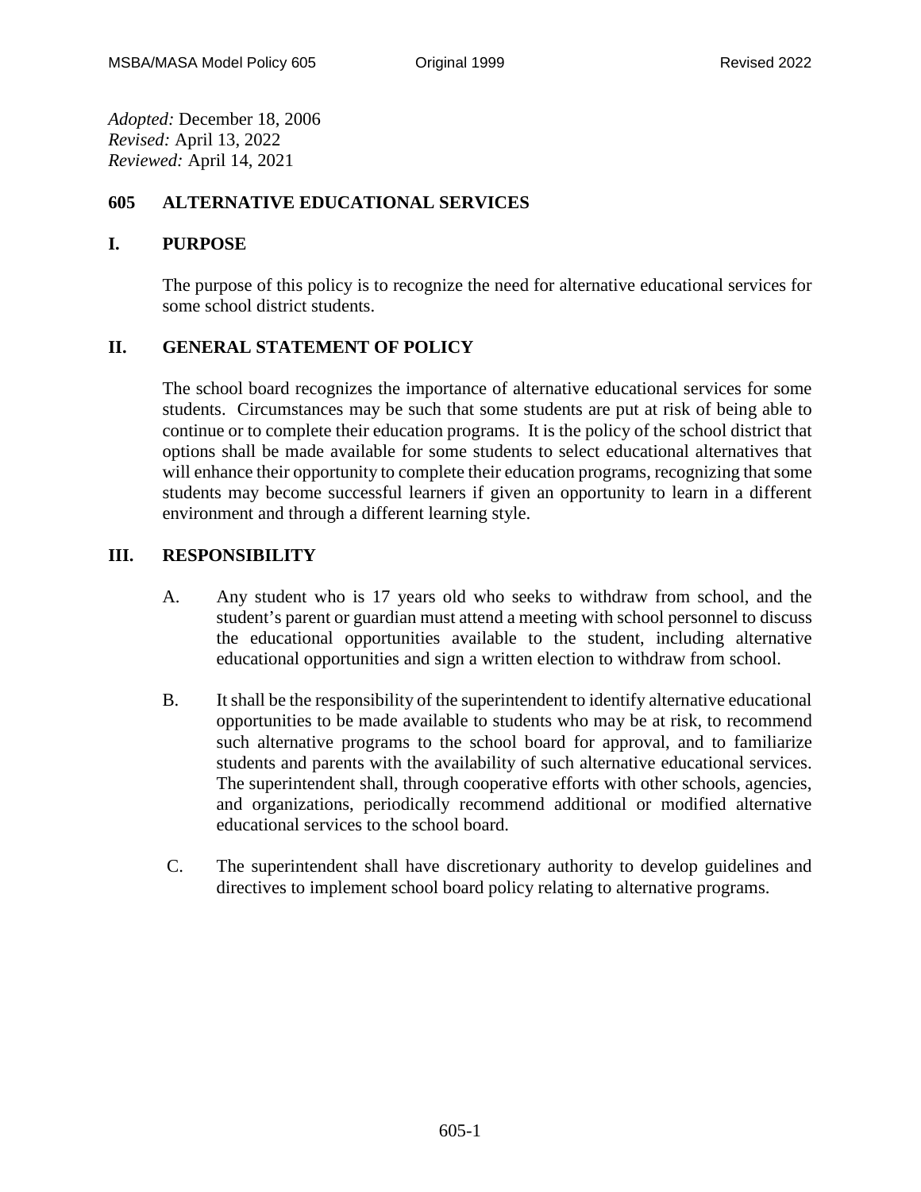*Adopted:* December 18, 2006
*Revised:* April 13, 2022
*Reviewed:* April 14, 2021

# 605 ALTERNATIVE EDUCATIONAL SERVICES

## I. PURPOSE

The purpose of this policy is to recognize the need for alternative educational services for some school district students.

## II. GENERAL STATEMENT OF POLICY

The school board recognizes the importance of alternative educational services for some students. Circumstances may be such that some students are put at risk of being able to continue or to complete their education programs. It is the policy of the school district that options shall be made available for some students to select educational alternatives that will enhance their opportunity to complete their education programs, recognizing that some students may become successful learners if given an opportunity to learn in a different environment and through a different learning style.

## III. RESPONSIBILITY

A. Any student who is 17 years old who seeks to withdraw from school, and the student's parent or guardian must attend a meeting with school personnel to discuss the educational opportunities available to the student, including alternative educational opportunities and sign a written election to withdraw from school.

B. It shall be the responsibility of the superintendent to identify alternative educational opportunities to be made available to students who may be at risk, to recommend such alternative programs to the school board for approval, and to familiarize students and parents with the availability of such alternative educational services. The superintendent shall, through cooperative efforts with other schools, agencies, and organizations, periodically recommend additional or modified alternative educational services to the school board.

C. The superintendent shall have discretionary authority to develop guidelines and directives to implement school board policy relating to alternative programs.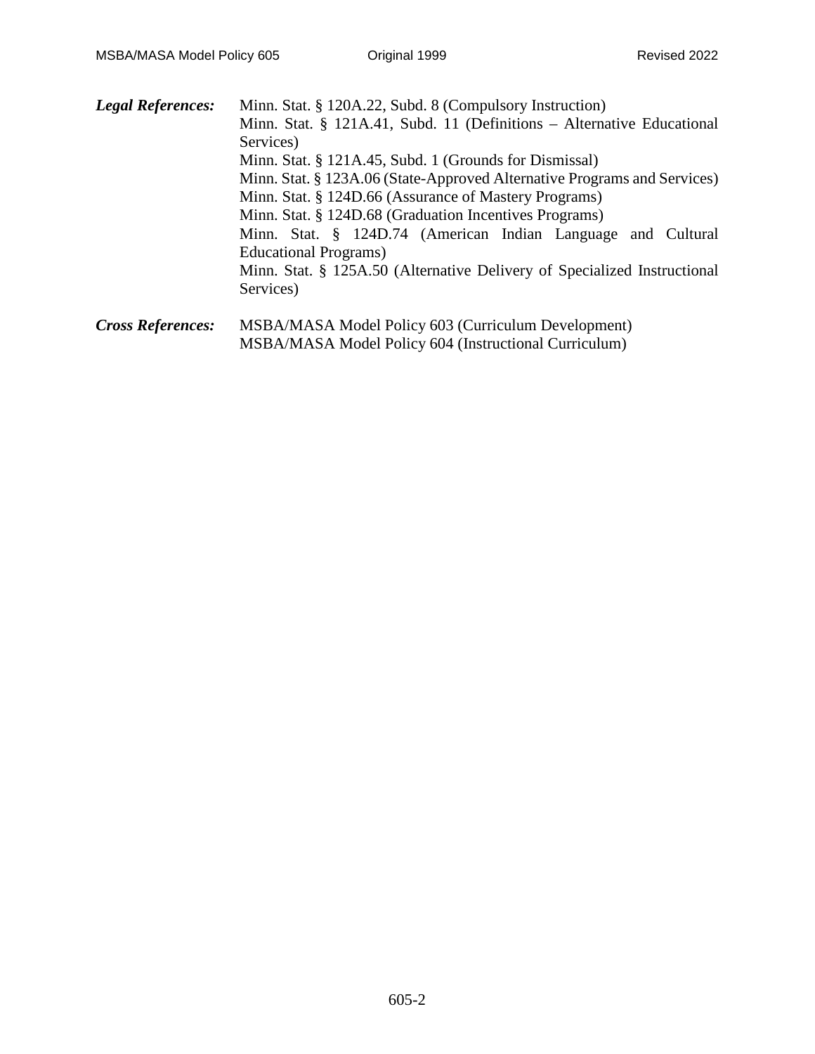***Legal References:*** Minn. Stat. § 120A.22, Subd. 8 (Compulsory Instruction)
Minn. Stat. § 121A.41, Subd. 11 (Definitions – Alternative Educational Services)
Minn. Stat. § 121A.45, Subd. 1 (Grounds for Dismissal)
Minn. Stat. § 123A.06 (State-Approved Alternative Programs and Services)
Minn. Stat. § 124D.66 (Assurance of Mastery Programs)
Minn. Stat. § 124D.68 (Graduation Incentives Programs)
Minn. Stat. § 124D.74 (American Indian Language and Cultural Educational Programs)
Minn. Stat. § 125A.50 (Alternative Delivery of Specialized Instructional Services)

***Cross References:*** MSBA/MASA Model Policy 603 (Curriculum Development)
MSBA/MASA Model Policy 604 (Instructional Curriculum)